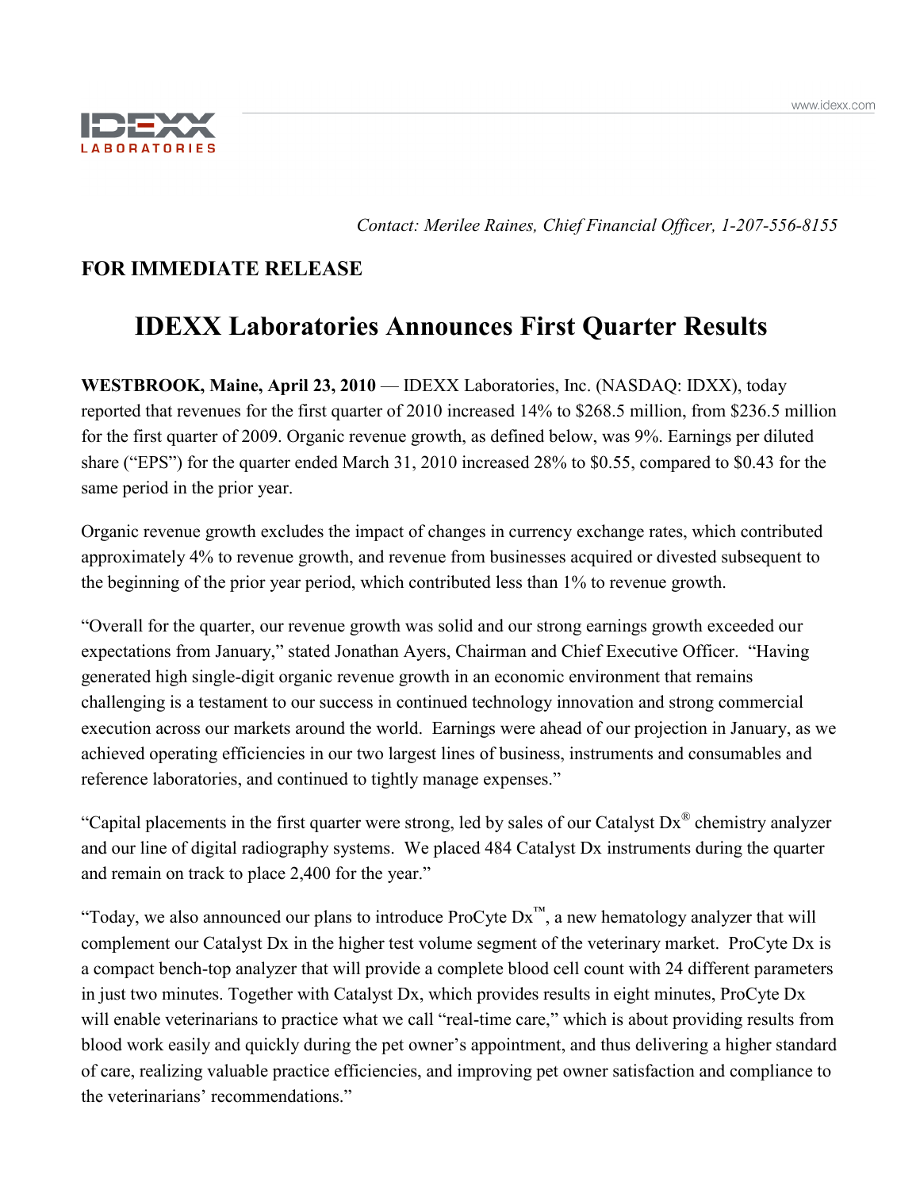*Contact: Merilee Raines, Chief Financial Officer, 1-207-556-8155*

**FOR IMMEDIATE RELEASE**

# IDEXX Laboratories Announces First Quarter Results

**WESTBROOK, Maine, April 23, 2010** — IDEXX Laboratories, Inc. (NASDAQ: IDXX), today reported that revenues for the first quarter of 2010 increased 14% to $268.5 million, from $236.5 million for the first quarter of 2009. Organic revenue growth, as defined below, was 9%. Earnings per diluted share ("EPS") for the quarter ended March 31, 2010 increased 28% to $0.55, compared to $0.43 for the same period in the prior year.

Organic revenue growth excludes the impact of changes in currency exchange rates, which contributed approximately 4% to revenue growth, and revenue from businesses acquired or divested subsequent to the beginning of the prior year period, which contributed less than 1% to revenue growth.

"Overall for the quarter, our revenue growth was solid and our strong earnings growth exceeded our expectations from January," stated Jonathan Ayers, Chairman and Chief Executive Officer. "Having generated high single-digit organic revenue growth in an economic environment that remains challenging is a testament to our success in continued technology innovation and strong commercial execution across our markets around the world. Earnings were ahead of our projection in January, as we achieved operating efficiencies in our two largest lines of business, instruments and consumables and reference laboratories, and continued to tightly manage expenses."

"Capital placements in the first quarter were strong, led by sales of our Catalyst Dx® chemistry analyzer and our line of digital radiography systems. We placed 484 Catalyst Dx instruments during the quarter and remain on track to place 2,400 for the year."

"Today, we also announced our plans to introduce ProCyte Dx™, a new hematology analyzer that will complement our Catalyst Dx in the higher test volume segment of the veterinary market. ProCyte Dx is a compact bench-top analyzer that will provide a complete blood cell count with 24 different parameters in just two minutes. Together with Catalyst Dx, which provides results in eight minutes, ProCyte Dx will enable veterinarians to practice what we call "real-time care," which is about providing results from blood work easily and quickly during the pet owner's appointment, and thus delivering a higher standard of care, realizing valuable practice efficiencies, and improving pet owner satisfaction and compliance to the veterinarians' recommendations."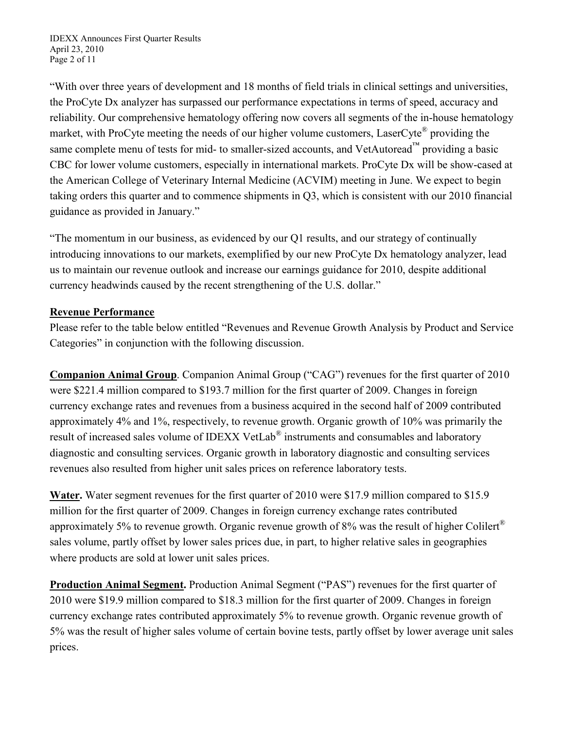"With over three years of development and 18 months of field trials in clinical settings and universities, the ProCyte Dx analyzer has surpassed our performance expectations in terms of speed, accuracy and reliability. Our comprehensive hematology offering now covers all segments of the in-house hematology market, with ProCyte meeting the needs of our higher volume customers, LaserCyte® providing the same complete menu of tests for mid- to smaller-sized accounts, and VetAutoread™ providing a basic CBC for lower volume customers, especially in international markets. ProCyte Dx will be show-cased at the American College of Veterinary Internal Medicine (ACVIM) meeting in June. We expect to begin taking orders this quarter and to commence shipments in Q3, which is consistent with our 2010 financial guidance as provided in January."

"The momentum in our business, as evidenced by our Q1 results, and our strategy of continually introducing innovations to our markets, exemplified by our new ProCyte Dx hematology analyzer, lead us to maintain our revenue outlook and increase our earnings guidance for 2010, despite additional currency headwinds caused by the recent strengthening of the U.S. dollar."

## Revenue Performance

Please refer to the table below entitled "Revenues and Revenue Growth Analysis by Product and Service Categories" in conjunction with the following discussion.

**Companion Animal Group**. Companion Animal Group ("CAG") revenues for the first quarter of 2010 were $221.4 million compared to $193.7 million for the first quarter of 2009. Changes in foreign currency exchange rates and revenues from a business acquired in the second half of 2009 contributed approximately 4% and 1%, respectively, to revenue growth. Organic growth of 10% was primarily the result of increased sales volume of IDEXX VetLab® instruments and consumables and laboratory diagnostic and consulting services. Organic growth in laboratory diagnostic and consulting services revenues also resulted from higher unit sales prices on reference laboratory tests.

**Water.** Water segment revenues for the first quarter of 2010 were $17.9 million compared to $15.9 million for the first quarter of 2009. Changes in foreign currency exchange rates contributed approximately 5% to revenue growth. Organic revenue growth of 8% was the result of higher Colilert® sales volume, partly offset by lower sales prices due, in part, to higher relative sales in geographies where products are sold at lower unit sales prices.

**Production Animal Segment.** Production Animal Segment ("PAS") revenues for the first quarter of 2010 were $19.9 million compared to $18.3 million for the first quarter of 2009. Changes in foreign currency exchange rates contributed approximately 5% to revenue growth. Organic revenue growth of 5% was the result of higher sales volume of certain bovine tests, partly offset by lower average unit sales prices.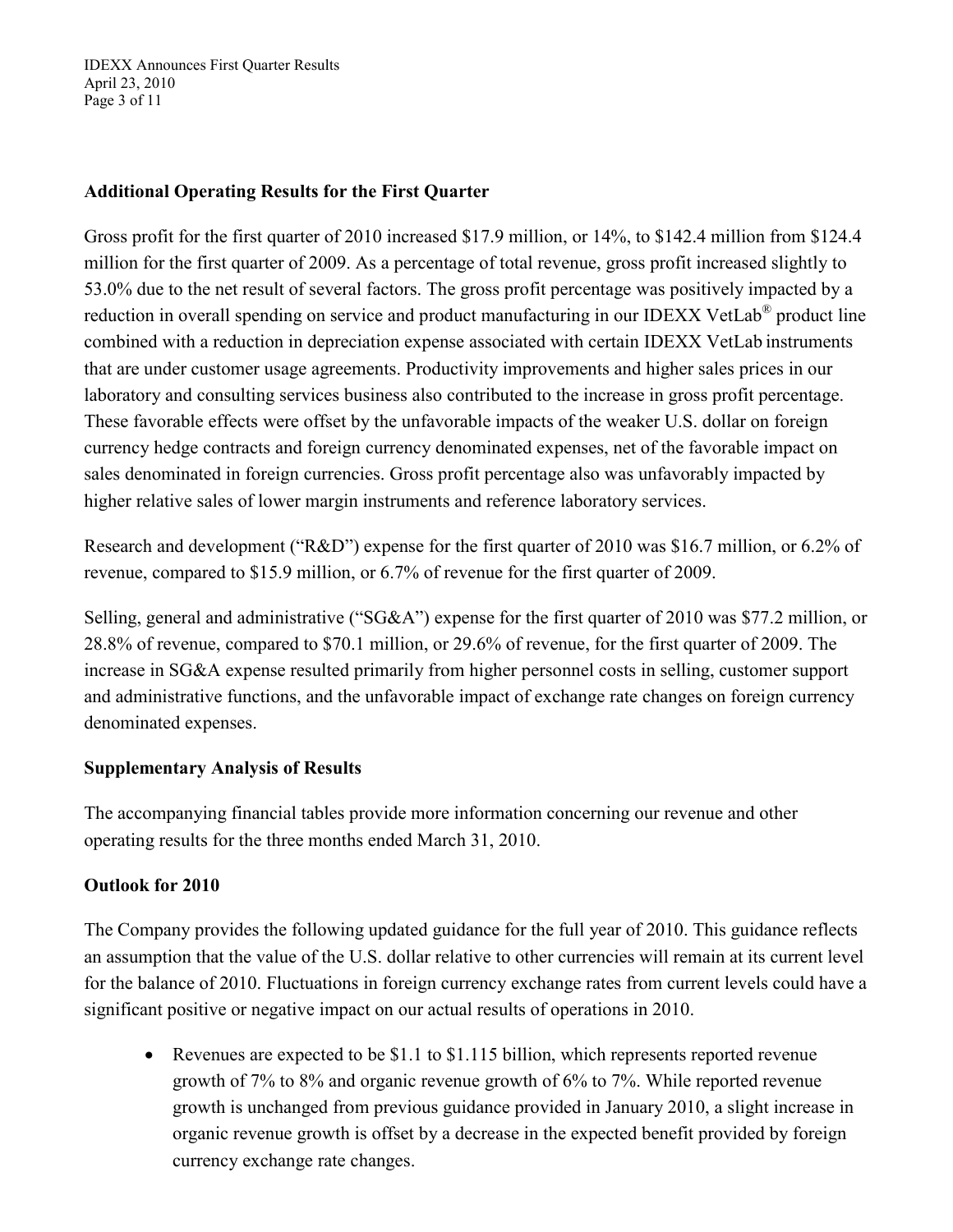## Additional Operating Results for the First Quarter

Gross profit for the first quarter of 2010 increased $17.9 million, or 14%, to $142.4 million from $124.4 million for the first quarter of 2009. As a percentage of total revenue, gross profit increased slightly to 53.0% due to the net result of several factors. The gross profit percentage was positively impacted by a reduction in overall spending on service and product manufacturing in our IDEXX VetLab® product line combined with a reduction in depreciation expense associated with certain IDEXX VetLab instruments that are under customer usage agreements. Productivity improvements and higher sales prices in our laboratory and consulting services business also contributed to the increase in gross profit percentage. These favorable effects were offset by the unfavorable impacts of the weaker U.S. dollar on foreign currency hedge contracts and foreign currency denominated expenses, net of the favorable impact on sales denominated in foreign currencies. Gross profit percentage also was unfavorably impacted by higher relative sales of lower margin instruments and reference laboratory services.

Research and development ("R&D") expense for the first quarter of 2010 was $16.7 million, or 6.2% of revenue, compared to $15.9 million, or 6.7% of revenue for the first quarter of 2009.

Selling, general and administrative ("SG&A") expense for the first quarter of 2010 was $77.2 million, or 28.8% of revenue, compared to $70.1 million, or 29.6% of revenue, for the first quarter of 2009. The increase in SG&A expense resulted primarily from higher personnel costs in selling, customer support and administrative functions, and the unfavorable impact of exchange rate changes on foreign currency denominated expenses.

## Supplementary Analysis of Results

The accompanying financial tables provide more information concerning our revenue and other operating results for the three months ended March 31, 2010.

## Outlook for 2010

The Company provides the following updated guidance for the full year of 2010. This guidance reflects an assumption that the value of the U.S. dollar relative to other currencies will remain at its current level for the balance of 2010. Fluctuations in foreign currency exchange rates from current levels could have a significant positive or negative impact on our actual results of operations in 2010.

- Revenues are expected to be $1.1 to $1.115 billion, which represents reported revenue growth of 7% to 8% and organic revenue growth of 6% to 7%. While reported revenue growth is unchanged from previous guidance provided in January 2010, a slight increase in organic revenue growth is offset by a decrease in the expected benefit provided by foreign currency exchange rate changes.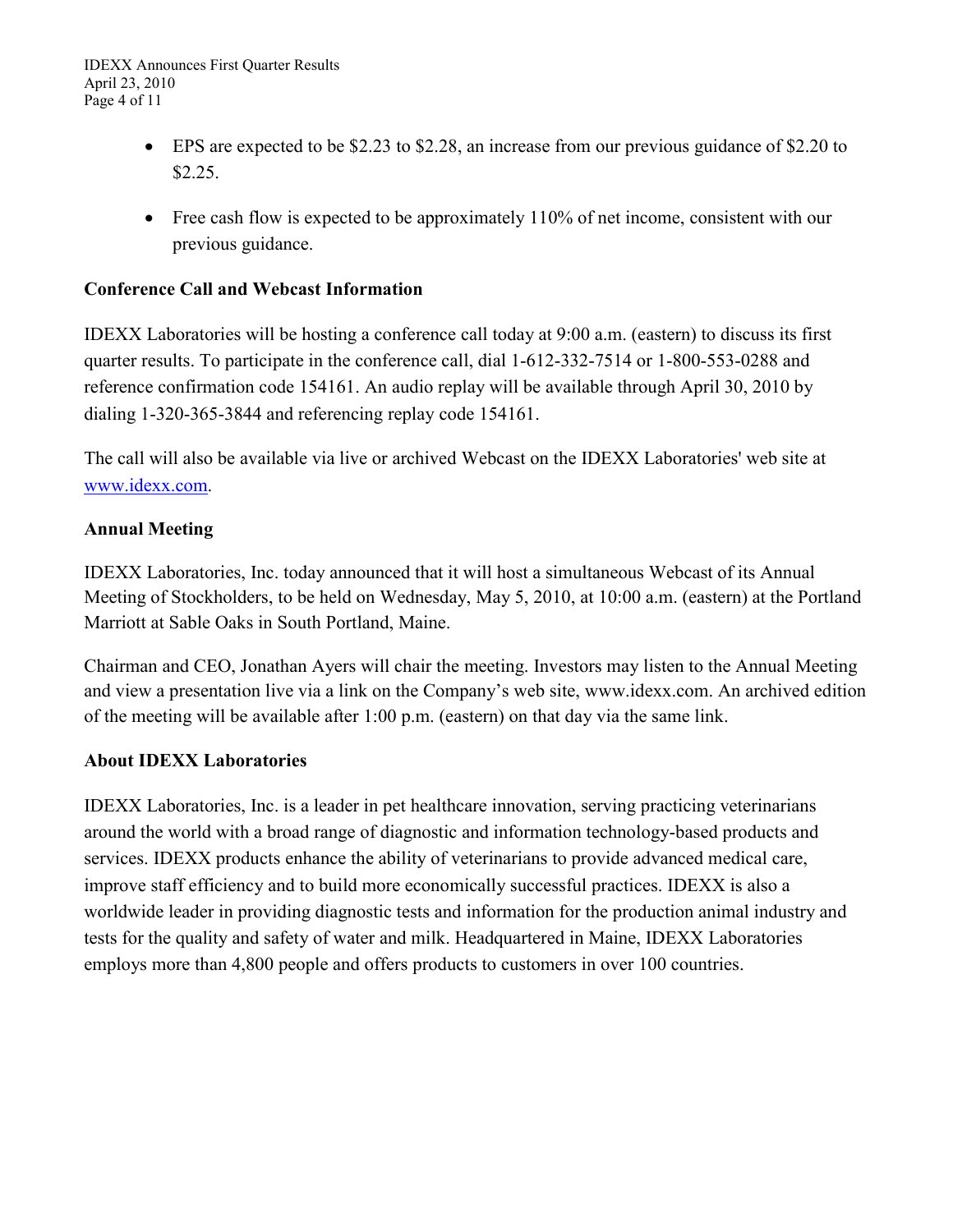- EPS are expected to be $2.23 to $2.28, an increase from our previous guidance of $2.20 to $2.25.

- Free cash flow is expected to be approximately 110% of net income, consistent with our previous guidance.

**Conference Call and Webcast Information**

IDEXX Laboratories will be hosting a conference call today at 9:00 a.m. (eastern) to discuss its first quarter results. To participate in the conference call, dial 1-612-332-7514 or 1-800-553-0288 and reference confirmation code 154161. An audio replay will be available through April 30, 2010 by dialing 1-320-365-3844 and referencing replay code 154161.

The call will also be available via live or archived Webcast on the IDEXX Laboratories' web site at [www.idexx.com](www.idexx.com).

**Annual Meeting**

IDEXX Laboratories, Inc. today announced that it will host a simultaneous Webcast of its Annual Meeting of Stockholders, to be held on Wednesday, May 5, 2010, at 10:00 a.m. (eastern) at the Portland Marriott at Sable Oaks in South Portland, Maine.

Chairman and CEO, Jonathan Ayers will chair the meeting. Investors may listen to the Annual Meeting and view a presentation live via a link on the Company's web site, www.idexx.com. An archived edition of the meeting will be available after 1:00 p.m. (eastern) on that day via the same link.

**About IDEXX Laboratories**

IDEXX Laboratories, Inc. is a leader in pet healthcare innovation, serving practicing veterinarians around the world with a broad range of diagnostic and information technology-based products and services. IDEXX products enhance the ability of veterinarians to provide advanced medical care, improve staff efficiency and to build more economically successful practices. IDEXX is also a worldwide leader in providing diagnostic tests and information for the production animal industry and tests for the quality and safety of water and milk. Headquartered in Maine, IDEXX Laboratories employs more than 4,800 people and offers products to customers in over 100 countries.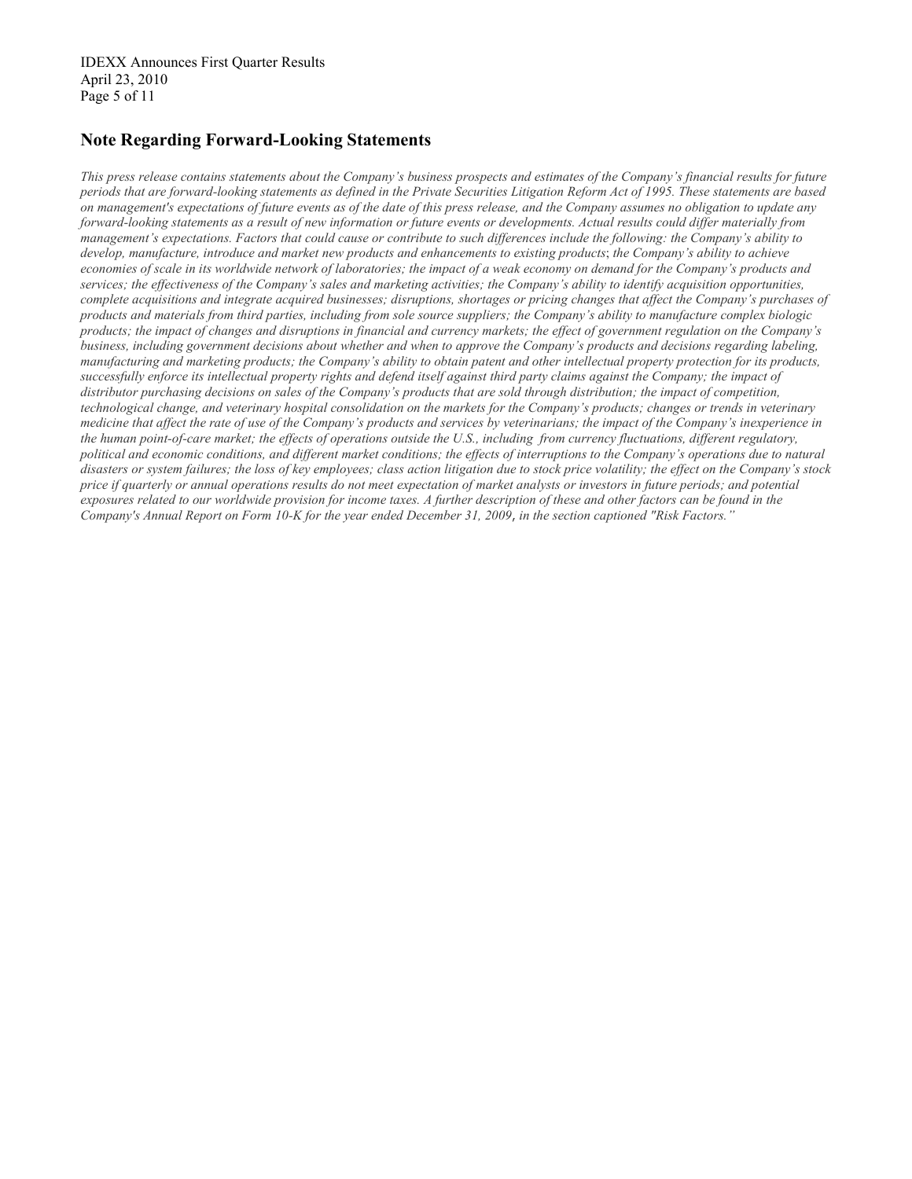## Note Regarding Forward-Looking Statements

*This press release contains statements about the Company's business prospects and estimates of the Company's financial results for future periods that are forward-looking statements as defined in the Private Securities Litigation Reform Act of 1995. These statements are based on management's expectations of future events as of the date of this press release, and the Company assumes no obligation to update any forward-looking statements as a result of new information or future events or developments. Actual results could differ materially from management's expectations. Factors that could cause or contribute to such differences include the following: the Company's ability to develop, manufacture, introduce and market new products and enhancements to existing products; the Company's ability to achieve economies of scale in its worldwide network of laboratories; the impact of a weak economy on demand for the Company's products and services; the effectiveness of the Company's sales and marketing activities; the Company's ability to identify acquisition opportunities, complete acquisitions and integrate acquired businesses; disruptions, shortages or pricing changes that affect the Company's purchases of products and materials from third parties, including from sole source suppliers; the Company's ability to manufacture complex biologic products; the impact of changes and disruptions in financial and currency markets; the effect of government regulation on the Company's business, including government decisions about whether and when to approve the Company's products and decisions regarding labeling, manufacturing and marketing products; the Company's ability to obtain patent and other intellectual property protection for its products, successfully enforce its intellectual property rights and defend itself against third party claims against the Company; the impact of distributor purchasing decisions on sales of the Company's products that are sold through distribution; the impact of competition, technological change, and veterinary hospital consolidation on the markets for the Company's products; changes or trends in veterinary medicine that affect the rate of use of the Company's products and services by veterinarians; the impact of the Company's inexperience in the human point-of-care market; the effects of operations outside the U.S., including from currency fluctuations, different regulatory, political and economic conditions, and different market conditions; the effects of interruptions to the Company's operations due to natural disasters or system failures; the loss of key employees; class action litigation due to stock price volatility; the effect on the Company's stock price if quarterly or annual operations results do not meet expectation of market analysts or investors in future periods; and potential exposures related to our worldwide provision for income taxes. A further description of these and other factors can be found in the Company's Annual Report on Form 10-K for the year ended December 31, 2009, in the section captioned "Risk Factors."*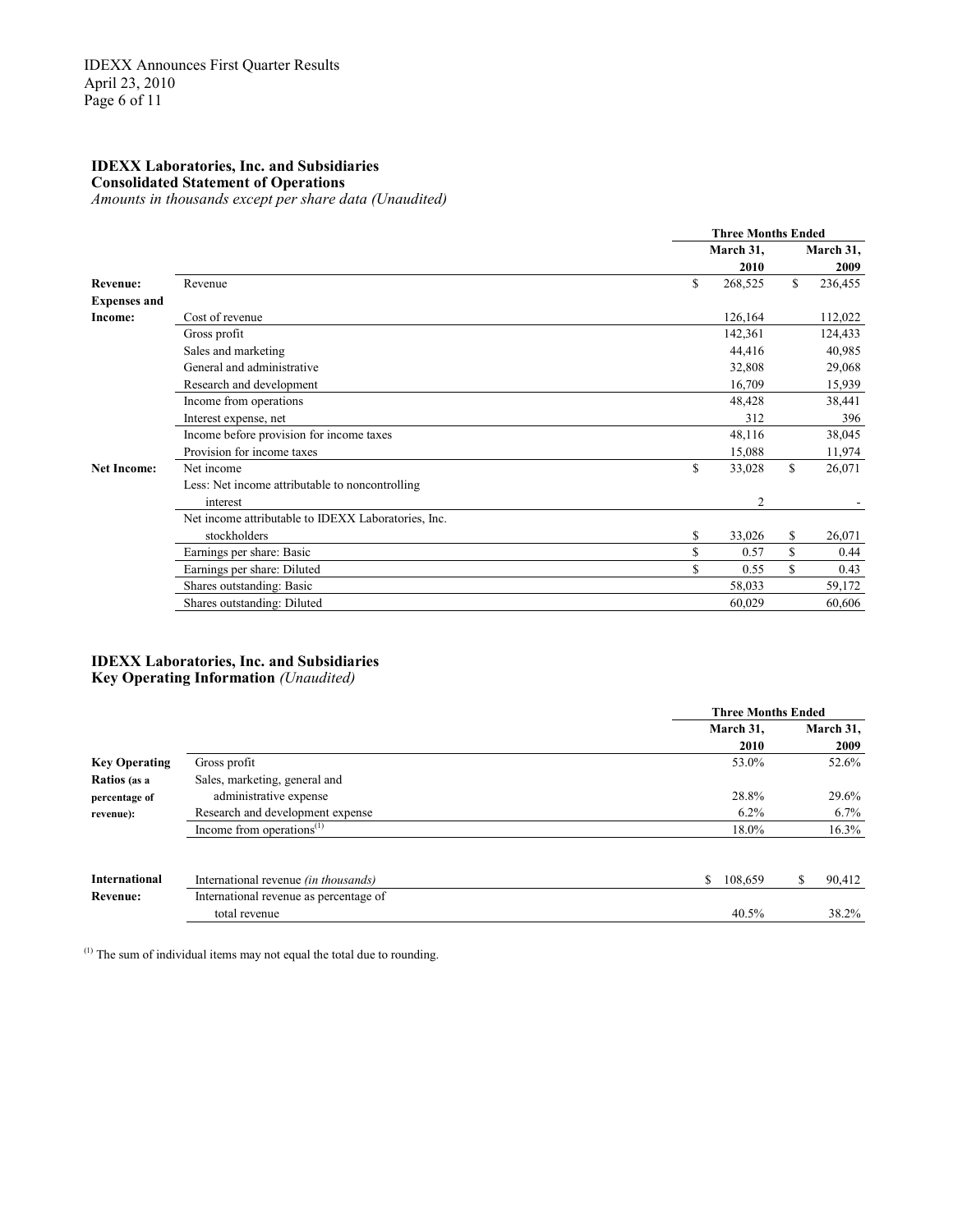## IDEXX Laboratories, Inc. and Subsidiaries
**Consolidated Statement of Operations**
*Amounts in thousands except per share data (Unaudited)*

| | | Three Months Ended | |
|---|---|---|---|
| | | March 31, 2010 | March 31, 2009 |
| **Revenue:** | Revenue | $ 268,525 | $ 236,455 |
| **Expenses and Income:** | Cost of revenue | 126,164 | 112,022 |
| | Gross profit | 142,361 | 124,433 |
| | Sales and marketing | 44,416 | 40,985 |
| | General and administrative | 32,808 | 29,068 |
| | Research and development | 16,709 | 15,939 |
| | Income from operations | 48,428 | 38,441 |
| | Interest expense, net | 312 | 396 |
| | Income before provision for income taxes | 48,116 | 38,045 |
| | Provision for income taxes | 15,088 | 11,974 |
| **Net Income:** | Net income | $ 33,028 | $ 26,071 |
| | Less: Net income attributable to noncontrolling interest | 2 | - |
| | Net income attributable to IDEXX Laboratories, Inc. stockholders | $ 33,026 | $ 26,071 |
| | Earnings per share: Basic | $ 0.57 | $ 0.44 |
| | Earnings per share: Diluted | $ 0.55 | $ 0.43 |
| | Shares outstanding: Basic | 58,033 | 59,172 |
| | Shares outstanding: Diluted | 60,029 | 60,606 |

## IDEXX Laboratories, Inc. and Subsidiaries
**Key Operating Information** *(Unaudited)*

| | | Three Months Ended | |
|---|---|---|---|
| | | March 31, 2010 | March 31, 2009 |
| **Key Operating Ratios** (as a percentage of revenue): | Gross profit | 53.0% | 52.6% |
| | Sales, marketing, general and administrative expense | 28.8% | 29.6% |
| | Research and development expense | 6.2% | 6.7% |
| | Income from operations[(1)] | 18.0% | 16.3% |
| **International Revenue:** | International revenue *(in thousands)* | $ 108,659 | $ 90,412 |
| | International revenue as percentage of total revenue | 40.5% | 38.2% |

[(1)] The sum of individual items may not equal the total due to rounding.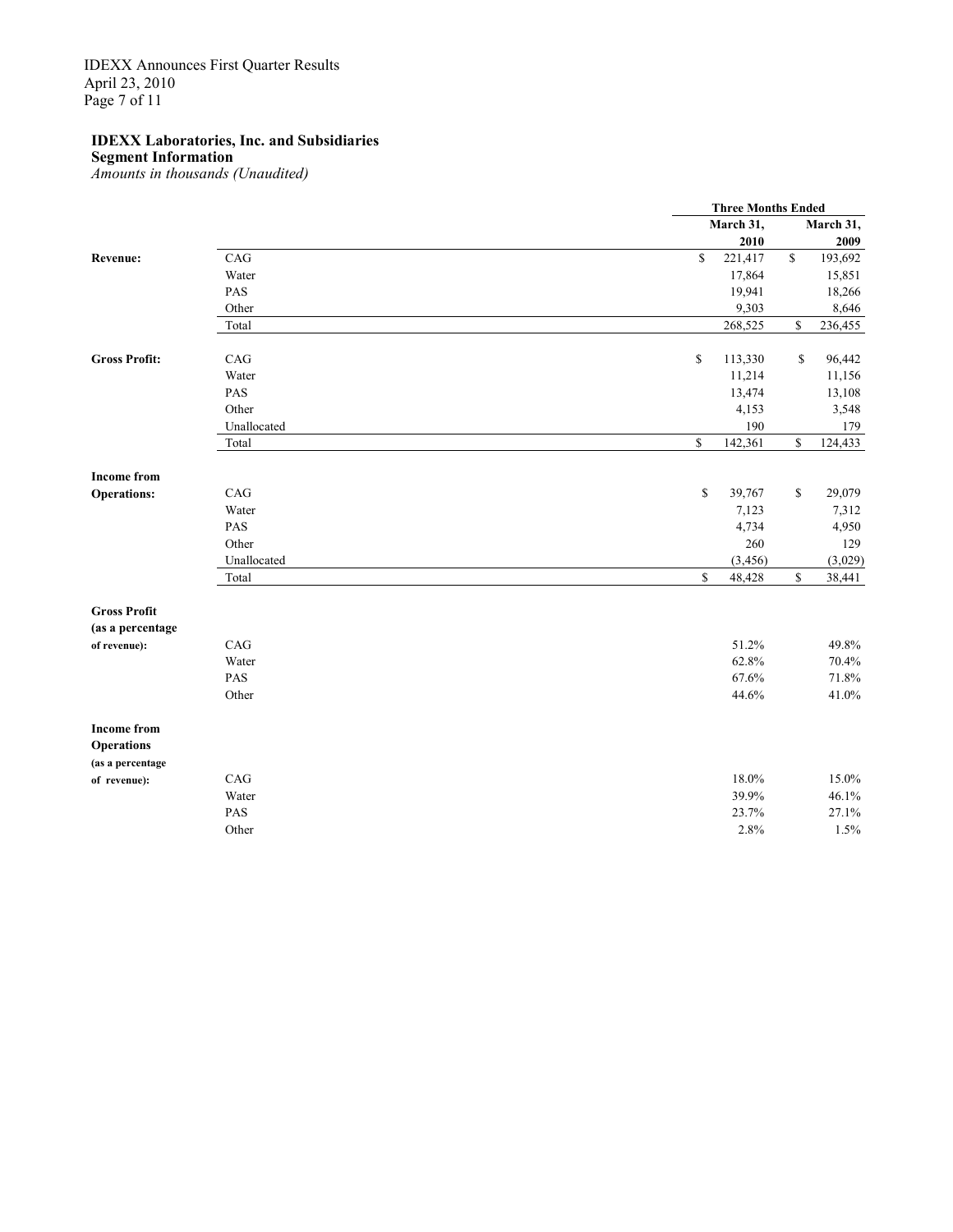**IDEXX Laboratories, Inc. and Subsidiaries**
**Segment Information**
*Amounts in thousands (Unaudited)*

| | | Three Months Ended | |
|---|---|---|---|
| | | March 31, 2010 | March 31, 2009 |
| **Revenue:** | CAG | $ 221,417 | $ 193,692 |
| | Water | 17,864 | 15,851 |
| | PAS | 19,941 | 18,266 |
| | Other | 9,303 | 8,646 |
| | Total | 268,525 | $ 236,455 |
| **Gross Profit:** | CAG | $ 113,330 | $ 96,442 |
| | Water | 11,214 | 11,156 |
| | PAS | 13,474 | 13,108 |
| | Other | 4,153 | 3,548 |
| | Unallocated | 190 | 179 |
| | Total | $ 142,361 | $ 124,433 |
| **Income from Operations:** | CAG | $ 39,767 | $ 29,079 |
| | Water | 7,123 | 7,312 |
| | PAS | 4,734 | 4,950 |
| | Other | 260 | 129 |
| | Unallocated | (3,456) | (3,029) |
| | Total | $ 48,428 | $ 38,441 |
| **Gross Profit (as a percentage of revenue):** | CAG | 51.2% | 49.8% |
| | Water | 62.8% | 70.4% |
| | PAS | 67.6% | 71.8% |
| | Other | 44.6% | 41.0% |
| **Income from Operations (as a percentage of revenue):** | CAG | 18.0% | 15.0% |
| | Water | 39.9% | 46.1% |
| | PAS | 23.7% | 27.1% |
| | Other | 2.8% | 1.5% |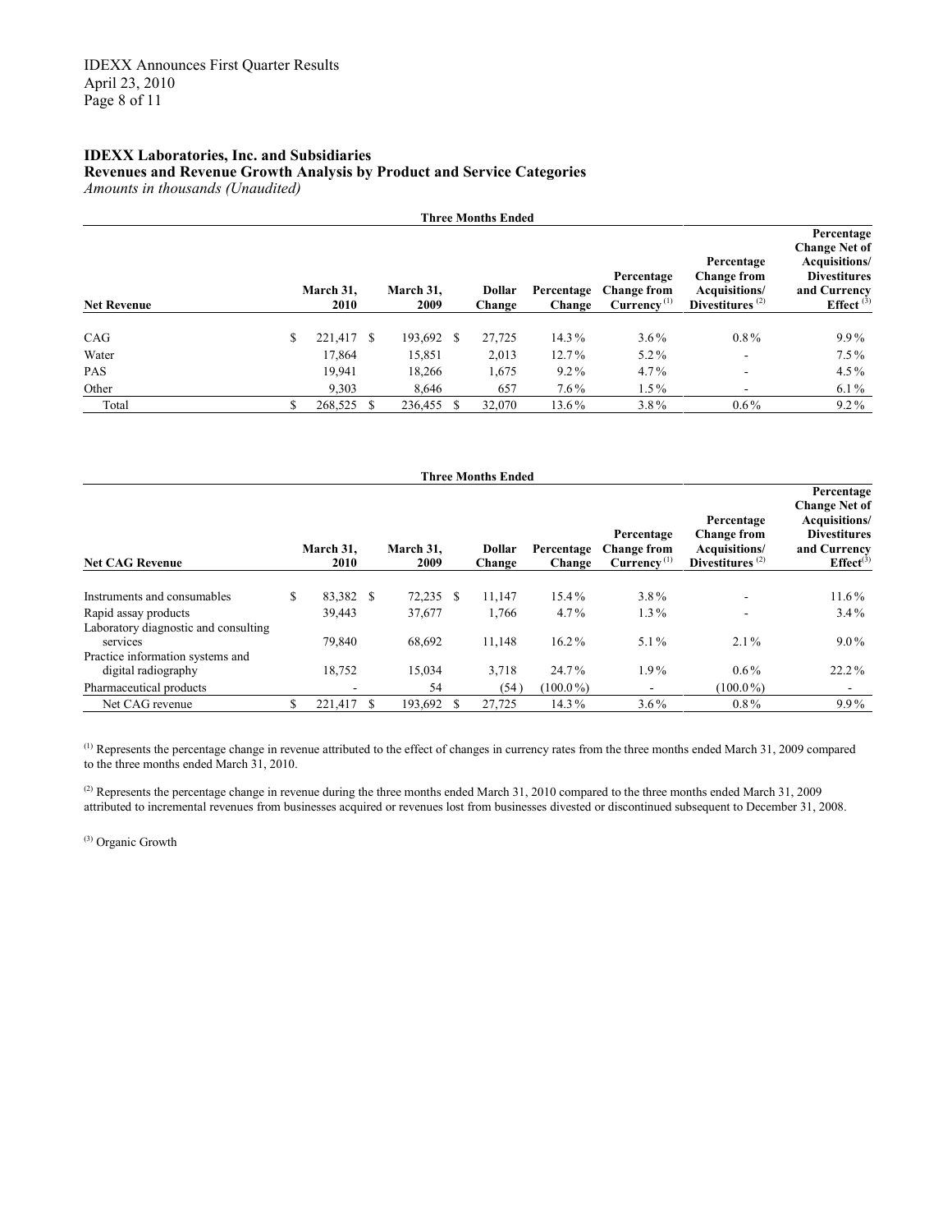**IDEXX Laboratories, Inc. and Subsidiaries**
**Revenues and Revenue Growth Analysis by Product and Service Categories**
*Amounts in thousands (Unaudited)*

| Net Revenue | Three Months Ended March 31, 2010 | Three Months Ended March 31, 2009 | Dollar Change | Percentage Change | Percentage Change from Currency [(1)] | Percentage Change from Acquisitions/ Divestitures [(2)] | Percentage Change Net of Acquisitions/ Divestitures and Currency Effect [(3)] |
|---|---|---|---|---|---|---|---|
| CAG | $ 221,417 | $ 193,692 | $ 27,725 | 14.3% | 3.6% | 0.8% | 9.9% |
| Water | 17,864 | 15,851 | 2,013 | 12.7% | 5.2% | - | 7.5% |
| PAS | 19,941 | 18,266 | 1,675 | 9.2% | 4.7% | - | 4.5% |
| Other | 9,303 | 8,646 | 657 | 7.6% | 1.5% | - | 6.1% |
| Total | $ 268,525 | $ 236,455 | $ 32,070 | 13.6% | 3.8% | 0.6% | 9.2% |

| Net CAG Revenue | Three Months Ended March 31, 2010 | Three Months Ended March 31, 2009 | Dollar Change | Percentage Change | Percentage Change from Currency [(1)] | Percentage Change from Acquisitions/ Divestitures [(2)] | Percentage Change Net of Acquisitions/ Divestitures and Currency Effect[(3)] |
|---|---|---|---|---|---|---|---|
| Instruments and consumables | $ 83,382 | $ 72,235 | $ 11,147 | 15.4% | 3.8% | - | 11.6% |
| Rapid assay products | 39,443 | 37,677 | 1,766 | 4.7% | 1.3% | - | 3.4% |
| Laboratory diagnostic and consulting services | 79,840 | 68,692 | 11,148 | 16.2% | 5.1% | 2.1% | 9.0% |
| Practice information systems and digital radiography | 18,752 | 15,034 | 3,718 | 24.7% | 1.9% | 0.6% | 22.2% |
| Pharmaceutical products | - | 54 | (54) | (100.0%) | - | (100.0%) | - |
| Net CAG revenue | $ 221,417 | $ 193,692 | $ 27,725 | 14.3% | 3.6% | 0.8% | 9.9% |

[(1)] Represents the percentage change in revenue attributed to the effect of changes in currency rates from the three months ended March 31, 2009 compared to the three months ended March 31, 2010.

[(2)] Represents the percentage change in revenue during the three months ended March 31, 2010 compared to the three months ended March 31, 2009 attributed to incremental revenues from businesses acquired or revenues lost from businesses divested or discontinued subsequent to December 31, 2008.

[(3)] Organic Growth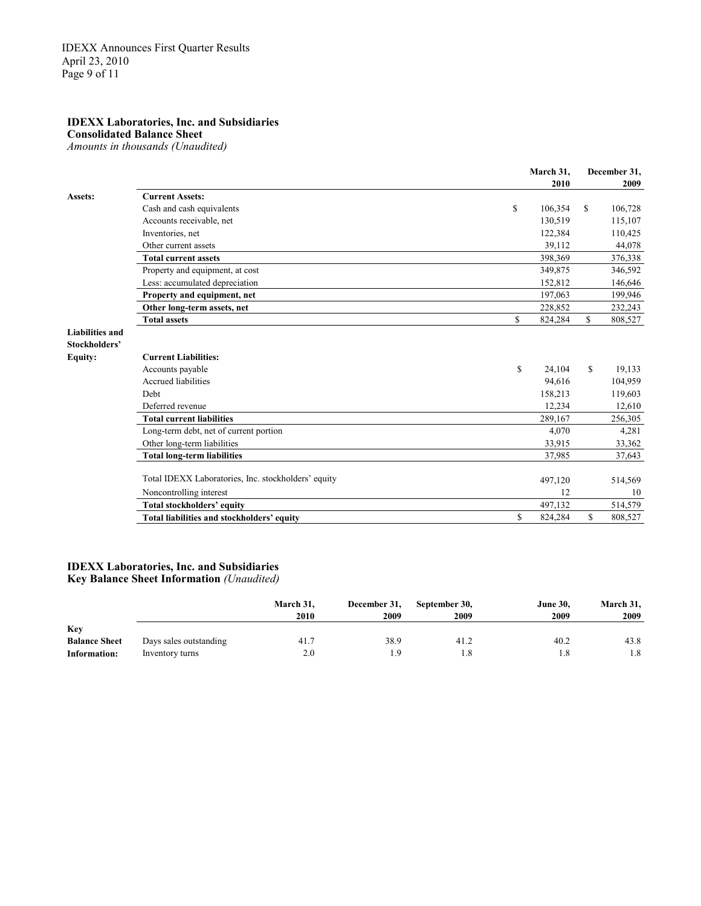**IDEXX Laboratories, Inc. and Subsidiaries**
**Consolidated Balance Sheet**
*Amounts in thousands (Unaudited)*

| | | March 31, 2010 | December 31, 2009 |
|---|---|---|---|
| **Assets:** | **Current Assets:** | | |
| | Cash and cash equivalents | $ 106,354 | $ 106,728 |
| | Accounts receivable, net | 130,519 | 115,107 |
| | Inventories, net | 122,384 | 110,425 |
| | Other current assets | 39,112 | 44,078 |
| | **Total current assets** | 398,369 | 376,338 |
| | Property and equipment, at cost | 349,875 | 346,592 |
| | Less: accumulated depreciation | 152,812 | 146,646 |
| | **Property and equipment, net** | 197,063 | 199,946 |
| | **Other long-term assets, net** | 228,852 | 232,243 |
| | **Total assets** | $ 824,284 | $ 808,527 |
| **Liabilities and Stockholders' Equity:** | **Current Liabilities:** | | |
| | Accounts payable | $ 24,104 | $ 19,133 |
| | Accrued liabilities | 94,616 | 104,959 |
| | Debt | 158,213 | 119,603 |
| | Deferred revenue | 12,234 | 12,610 |
| | **Total current liabilities** | 289,167 | 256,305 |
| | Long-term debt, net of current portion | 4,070 | 4,281 |
| | Other long-term liabilities | 33,915 | 33,362 |
| | **Total long-term liabilities** | 37,985 | 37,643 |
| | Total IDEXX Laboratories, Inc. stockholders' equity | 497,120 | 514,569 |
| | Noncontrolling interest | 12 | 10 |
| | **Total stockholders' equity** | 497,132 | 514,579 |
| | **Total liabilities and stockholders' equity** | $ 824,284 | $ 808,527 |

**IDEXX Laboratories, Inc. and Subsidiaries**
**Key Balance Sheet Information** *(Unaudited)*

| | | March 31, 2010 | December 31, 2009 | September 30, 2009 | June 30, 2009 | March 31, 2009 |
|---|---|---|---|---|---|---|
| **Key Balance Sheet Information:** | Days sales outstanding | 41.7 | 38.9 | 41.2 | 40.2 | 43.8 |
| | Inventory turns | 2.0 | 1.9 | 1.8 | 1.8 | 1.8 |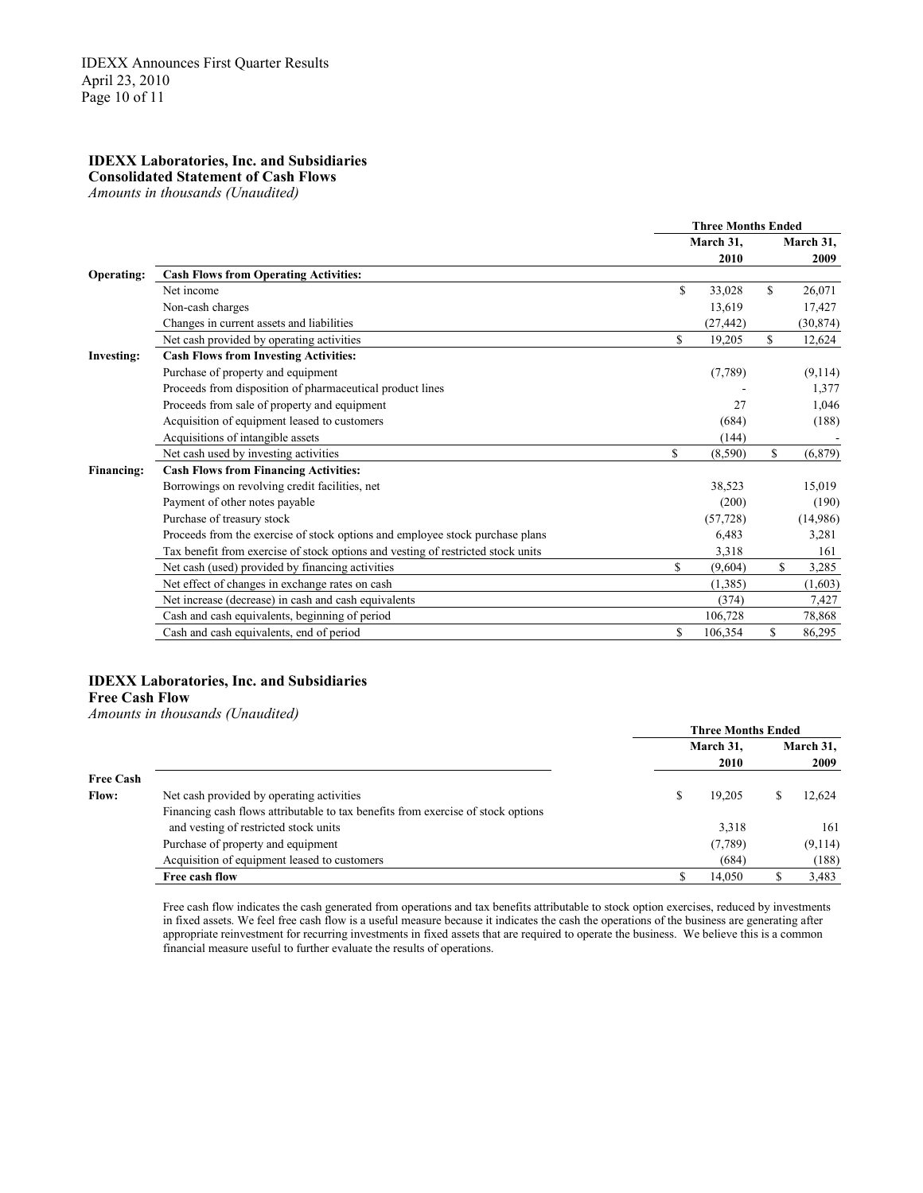## IDEXX Laboratories, Inc. and Subsidiaries

### Consolidated Statement of Cash Flows

*Amounts in thousands (Unaudited)*

| | | Three Months Ended | |
|---|---|---|---|
| | | March 31, 2010 | March 31, 2009 |
| **Operating:** | **Cash Flows from Operating Activities:** | | |
| | Net income | $ 33,028 | $ 26,071 |
| | Non-cash charges | 13,619 | 17,427 |
| | Changes in current assets and liabilities | (27,442) | (30,874) |
| | Net cash provided by operating activities | $ 19,205 | $ 12,624 |
| **Investing:** | **Cash Flows from Investing Activities:** | | |
| | Purchase of property and equipment | (7,789) | (9,114) |
| | Proceeds from disposition of pharmaceutical product lines | - | 1,377 |
| | Proceeds from sale of property and equipment | 27 | 1,046 |
| | Acquisition of equipment leased to customers | (684) | (188) |
| | Acquisitions of intangible assets | (144) | - |
| | Net cash used by investing activities | $ (8,590) | $ (6,879) |
| **Financing:** | **Cash Flows from Financing Activities:** | | |
| | Borrowings on revolving credit facilities, net | 38,523 | 15,019 |
| | Payment of other notes payable | (200) | (190) |
| | Purchase of treasury stock | (57,728) | (14,986) |
| | Proceeds from the exercise of stock options and employee stock purchase plans | 6,483 | 3,281 |
| | Tax benefit from exercise of stock options and vesting of restricted stock units | 3,318 | 161 |
| | Net cash (used) provided by financing activities | $ (9,604) | $ 3,285 |
| | Net effect of changes in exchange rates on cash | (1,385) | (1,603) |
| | Net increase (decrease) in cash and cash equivalents | (374) | 7,427 |
| | Cash and cash equivalents, beginning of period | 106,728 | 78,868 |
| | Cash and cash equivalents, end of period | $ 106,354 | $ 86,295 |

## IDEXX Laboratories, Inc. and Subsidiaries

### Free Cash Flow

*Amounts in thousands (Unaudited)*

| | | Three Months Ended | |
|---|---|---|---|
| | | March 31, 2010 | March 31, 2009 |
| **Free Cash Flow:** | Net cash provided by operating activities | $ 19,205 | $ 12,624 |
| | Financing cash flows attributable to tax benefits from exercise of stock options and vesting of restricted stock units | 3,318 | 161 |
| | Purchase of property and equipment | (7,789) | (9,114) |
| | Acquisition of equipment leased to customers | (684) | (188) |
| | **Free cash flow** | $ 14,050 | $ 3,483 |

Free cash flow indicates the cash generated from operations and tax benefits attributable to stock option exercises, reduced by investments in fixed assets. We feel free cash flow is a useful measure because it indicates the cash the operations of the business are generating after appropriate reinvestment for recurring investments in fixed assets that are required to operate the business. We believe this is a common financial measure useful to further evaluate the results of operations.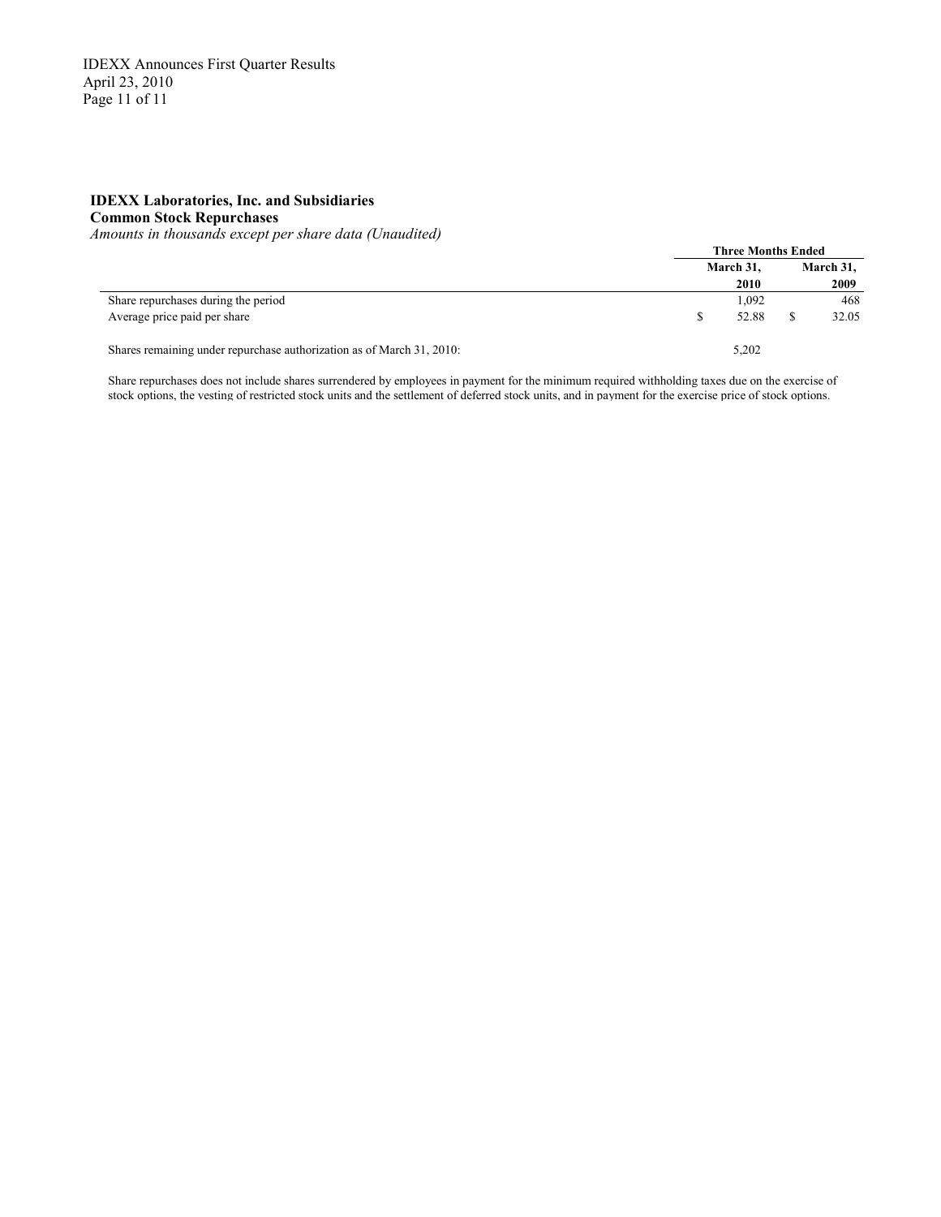**IDEXX Laboratories, Inc. and Subsidiaries**
**Common Stock Repurchases**
*Amounts in thousands except per share data (Unaudited)*

| | Three Months Ended | |
|---|---|---|
| | March 31, 2010 | March 31, 2009 |
| Share repurchases during the period | 1,092 | 468 |
| Average price paid per share | $ 52.88 | $ 32.05 |
| | | |
| Shares remaining under repurchase authorization as of March 31, 2010: | 5,202 | |

Share repurchases does not include shares surrendered by employees in payment for the minimum required withholding taxes due on the exercise of stock options, the vesting of restricted stock units and the settlement of deferred stock units, and in payment for the exercise price of stock options.